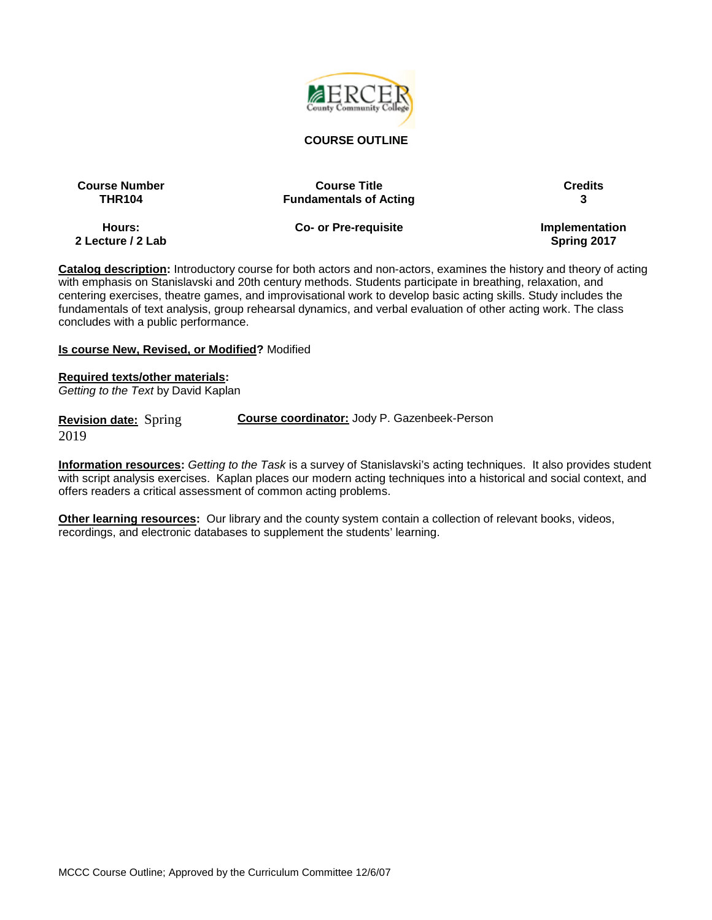# COURSE OUTLINE

| Course Number | Course Title | Credits |
|---|---|---|
| THR104 | Fundamentals of Acting | 3 |
| **Hours:** | **Co- or Pre-requisite** | **Implementation** |
| 2 Lecture / 2 Lab | | Spring 2017 |

**Catalog description:** Introductory course for both actors and non-actors, examines the history and theory of acting with emphasis on Stanislavski and 20th century methods. Students participate in breathing, relaxation, and centering exercises, theatre games, and improvisational work to develop basic acting skills. Study includes the fundamentals of text analysis, group rehearsal dynamics, and verbal evaluation of other acting work. The class concludes with a public performance.

**Is course New, Revised, or Modified?** Modified

**Required texts/other materials:**
*Getting to the Text* by David Kaplan

**Revision date:** Spring 2019 **Course coordinator:** Jody P. Gazenbeek-Person

**Information resources:** *Getting to the Task* is a survey of Stanislavski's acting techniques. It also provides student with script analysis exercises. Kaplan places our modern acting techniques into a historical and social context, and offers readers a critical assessment of common acting problems.

**Other learning resources:** Our library and the county system contain a collection of relevant books, videos, recordings, and electronic databases to supplement the students' learning.

MCCC Course Outline; Approved by the Curriculum Committee 12/6/07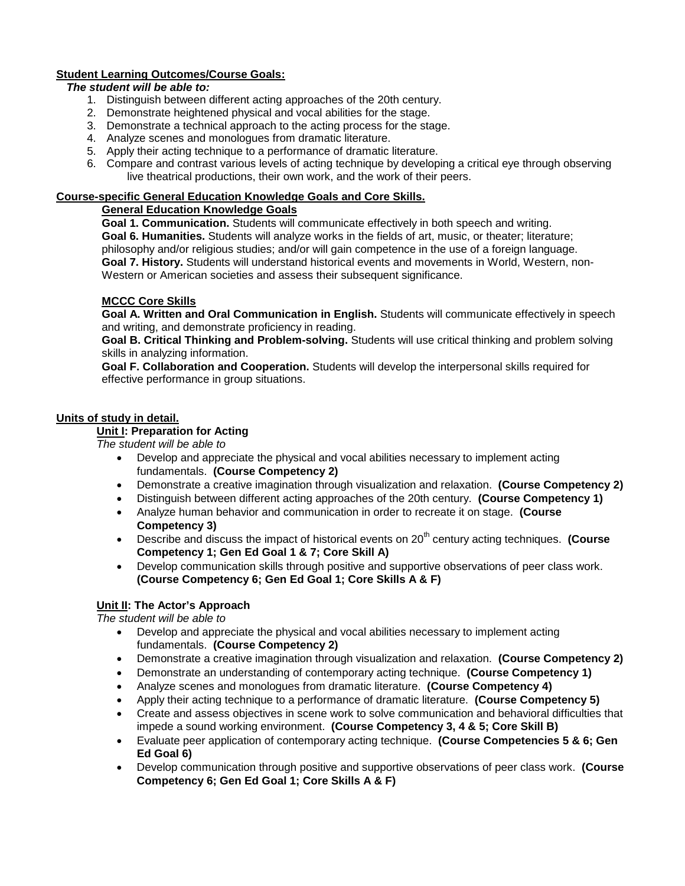**Student Learning Outcomes/Course Goals:**

***The student will be able to:***

1. Distinguish between different acting approaches of the 20th century.
2. Demonstrate heightened physical and vocal abilities for the stage.
3. Demonstrate a technical approach to the acting process for the stage.
4. Analyze scenes and monologues from dramatic literature.
5. Apply their acting technique to a performance of dramatic literature.
6. Compare and contrast various levels of acting technique by developing a critical eye through observing live theatrical productions, their own work, and the work of their peers.

**Course-specific General Education Knowledge Goals and Core Skills.**

**General Education Knowledge Goals**

**Goal 1. Communication.** Students will communicate effectively in both speech and writing.
**Goal 6. Humanities.** Students will analyze works in the fields of art, music, or theater; literature; philosophy and/or religious studies; and/or will gain competence in the use of a foreign language.
**Goal 7. History.** Students will understand historical events and movements in World, Western, non-Western or American societies and assess their subsequent significance.

**MCCC Core Skills**

**Goal A. Written and Oral Communication in English.** Students will communicate effectively in speech and writing, and demonstrate proficiency in reading.
**Goal B. Critical Thinking and Problem-solving.** Students will use critical thinking and problem solving skills in analyzing information.
**Goal F. Collaboration and Cooperation.** Students will develop the interpersonal skills required for effective performance in group situations.

**Units of study in detail.**

**Unit I: Preparation for Acting**

*The student will be able to*

- Develop and appreciate the physical and vocal abilities necessary to implement acting fundamentals. **(Course Competency 2)**
- Demonstrate a creative imagination through visualization and relaxation. **(Course Competency 2)**
- Distinguish between different acting approaches of the 20th century. **(Course Competency 1)**
- Analyze human behavior and communication in order to recreate it on stage. **(Course Competency 3)**
- Describe and discuss the impact of historical events on 20th century acting techniques. **(Course Competency 1; Gen Ed Goal 1 & 7; Core Skill A)**
- Develop communication skills through positive and supportive observations of peer class work. **(Course Competency 6; Gen Ed Goal 1; Core Skills A & F)**

**Unit II: The Actor's Approach**

*The student will be able to*

- Develop and appreciate the physical and vocal abilities necessary to implement acting fundamentals. **(Course Competency 2)**
- Demonstrate a creative imagination through visualization and relaxation. **(Course Competency 2)**
- Demonstrate an understanding of contemporary acting technique. **(Course Competency 1)**
- Analyze scenes and monologues from dramatic literature. **(Course Competency 4)**
- Apply their acting technique to a performance of dramatic literature. **(Course Competency 5)**
- Create and assess objectives in scene work to solve communication and behavioral difficulties that impede a sound working environment. **(Course Competency 3, 4 & 5; Core Skill B)**
- Evaluate peer application of contemporary acting technique. **(Course Competencies 5 & 6; Gen Ed Goal 6)**
- Develop communication through positive and supportive observations of peer class work. **(Course Competency 6; Gen Ed Goal 1; Core Skills A & F)**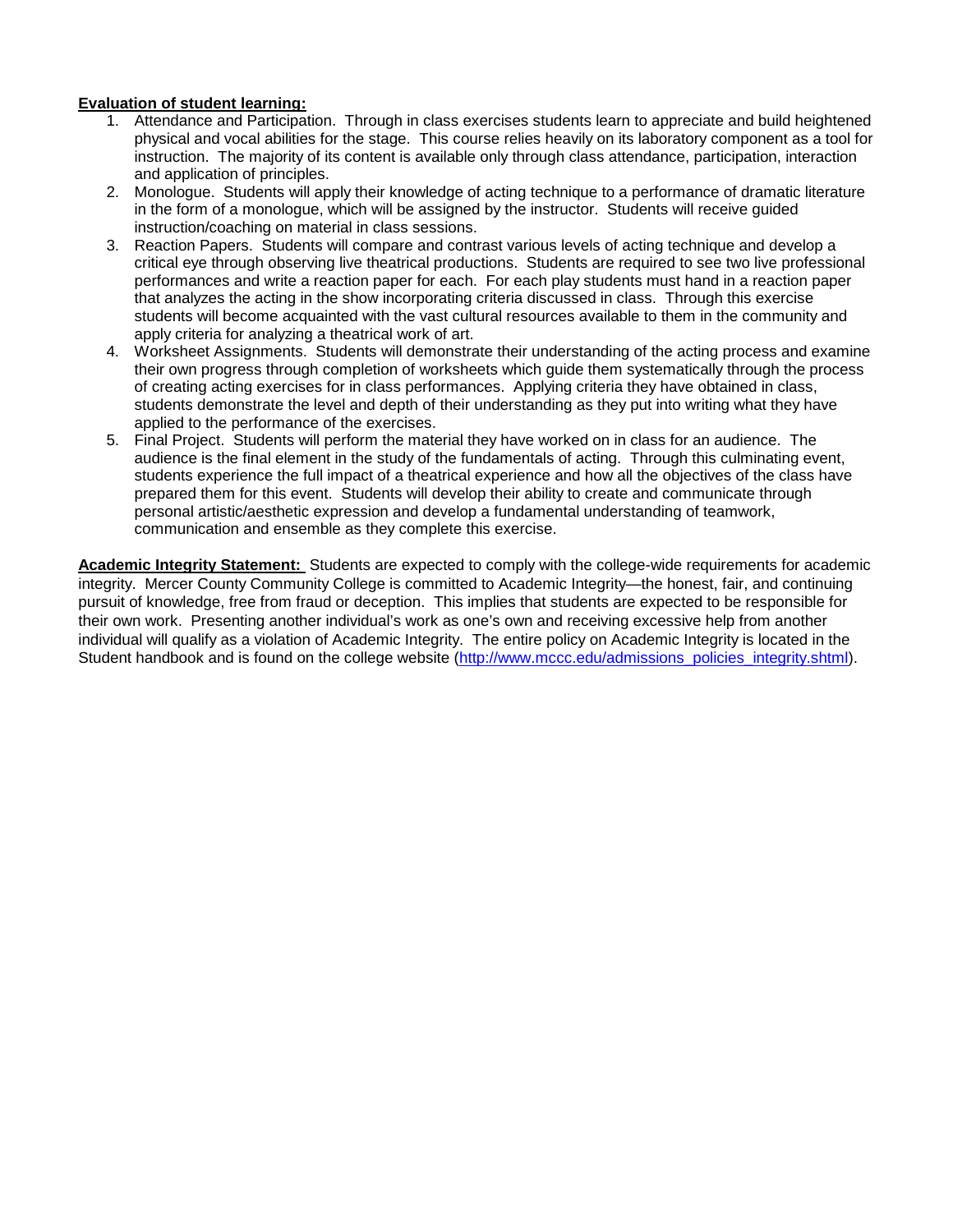**Evaluation of student learning:**

1. Attendance and Participation. Through in class exercises students learn to appreciate and build heightened physical and vocal abilities for the stage. This course relies heavily on its laboratory component as a tool for instruction. The majority of its content is available only through class attendance, participation, interaction and application of principles.
2. Monologue. Students will apply their knowledge of acting technique to a performance of dramatic literature in the form of a monologue, which will be assigned by the instructor. Students will receive guided instruction/coaching on material in class sessions.
3. Reaction Papers. Students will compare and contrast various levels of acting technique and develop a critical eye through observing live theatrical productions. Students are required to see two live professional performances and write a reaction paper for each. For each play students must hand in a reaction paper that analyzes the acting in the show incorporating criteria discussed in class. Through this exercise students will become acquainted with the vast cultural resources available to them in the community and apply criteria for analyzing a theatrical work of art.
4. Worksheet Assignments. Students will demonstrate their understanding of the acting process and examine their own progress through completion of worksheets which guide them systematically through the process of creating acting exercises for in class performances. Applying criteria they have obtained in class, students demonstrate the level and depth of their understanding as they put into writing what they have applied to the performance of the exercises.
5. Final Project. Students will perform the material they have worked on in class for an audience. The audience is the final element in the study of the fundamentals of acting. Through this culminating event, students experience the full impact of a theatrical experience and how all the objectives of the class have prepared them for this event. Students will develop their ability to create and communicate through personal artistic/aesthetic expression and develop a fundamental understanding of teamwork, communication and ensemble as they complete this exercise.

**Academic Integrity Statement:** Students are expected to comply with the college-wide requirements for academic integrity. Mercer County Community College is committed to Academic Integrity—the honest, fair, and continuing pursuit of knowledge, free from fraud or deception. This implies that students are expected to be responsible for their own work. Presenting another individual's work as one's own and receiving excessive help from another individual will qualify as a violation of Academic Integrity. The entire policy on Academic Integrity is located in the Student handbook and is found on the college website (http://www.mccc.edu/admissions_policies_integrity.shtml).